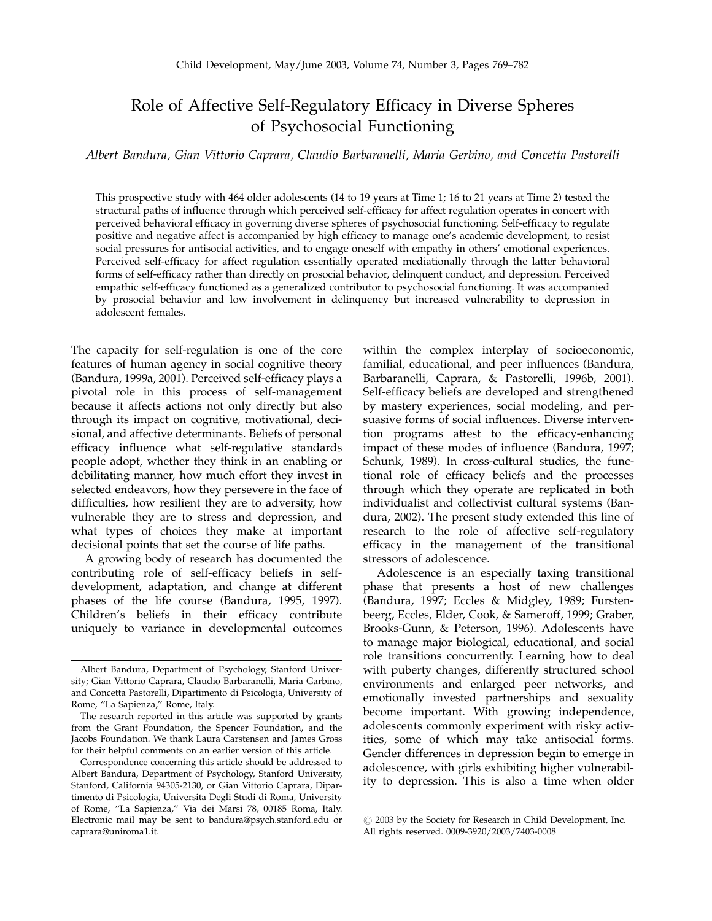# Role of Affective Self-Regulatory Efficacy in Diverse Spheres of Psychosocial Functioning

*Albert Bandura, Gian Vittorio Caprara, Claudio Barbaranelli, Maria Gerbino, and Concetta Pastorelli*

This prospective study with 464 older adolescents (14 to 19 years at Time 1; 16 to 21 years at Time 2) tested the structural paths of influence through which perceived self-efficacy for affect regulation operates in concert with perceived behavioral efficacy in governing diverse spheres of psychosocial functioning. Self-efficacy to regulate positive and negative affect is accompanied by high efficacy to manage one's academic development, to resist social pressures for antisocial activities, and to engage oneself with empathy in others' emotional experiences. Perceived self-efficacy for affect regulation essentially operated mediationally through the latter behavioral forms of self-efficacy rather than directly on prosocial behavior, delinquent conduct, and depression. Perceived empathic self-efficacy functioned as a generalized contributor to psychosocial functioning. It was accompanied by prosocial behavior and low involvement in delinquency but increased vulnerability to depression in adolescent females.

The capacity for self-regulation is one of the core features of human agency in social cognitive theory (Bandura, 1999a, 2001). Perceived self-efficacy plays a pivotal role in this process of self-management because it affects actions not only directly but also through its impact on cognitive, motivational, decisional, and affective determinants. Beliefs of personal efficacy influence what self-regulative standards people adopt, whether they think in an enabling or debilitating manner, how much effort they invest in selected endeavors, how they persevere in the face of difficulties, how resilient they are to adversity, how vulnerable they are to stress and depression, and what types of choices they make at important decisional points that set the course of life paths.

A growing body of research has documented the contributing role of self-efficacy beliefs in self-development, adaptation, and change at different phases of the life course (Bandura, 1995, 1997). Children's beliefs in their efficacy contribute uniquely to variance in developmental outcomes within the complex interplay of socioeconomic, familial, educational, and peer influences (Bandura, Barbaranelli, Caprara, & Pastorelli, 1996b, 2001). Self-efficacy beliefs are developed and strengthened by mastery experiences, social modeling, and persuasive forms of social influences. Diverse intervention programs attest to the efficacy-enhancing impact of these modes of influence (Bandura, 1997; Schunk, 1989). In cross-cultural studies, the functional role of efficacy beliefs and the processes through which they operate are replicated in both individualist and collectivist cultural systems (Bandura, 2002). The present study extended this line of research to the role of affective self-regulatory efficacy in the management of the transitional stressors of adolescence.

Adolescence is an especially taxing transitional phase that presents a host of new challenges (Bandura, 1997; Eccles & Midgley, 1989; Furstenbeerg, Eccles, Elder, Cook, & Sameroff, 1999; Graber, Brooks-Gunn, & Peterson, 1996). Adolescents have to manage major biological, educational, and social role transitions concurrently. Learning how to deal with puberty changes, differently structured school environments and enlarged peer networks, and emotionally invested partnerships and sexuality become important. With growing independence, adolescents commonly experiment with risky activities, some of which may take antisocial forms. Gender differences in depression begin to emerge in adolescence, with girls exhibiting higher vulnerability to depression. This is also a time when older

---

Albert Bandura, Department of Psychology, Stanford University; Gian Vittorio Caprara, Claudio Barbaranelli, Maria Garbino, and Concetta Pastorelli, Dipartimento di Psicologia, University of Rome, "La Sapienza," Rome, Italy.

The research reported in this article was supported by grants from the Grant Foundation, the Spencer Foundation, and the Jacobs Foundation. We thank Laura Carstensen and James Gross for their helpful comments on an earlier version of this article.

Correspondence concerning this article should be addressed to Albert Bandura, Department of Psychology, Stanford University, Stanford, California 94305-2130, or Gian Vittorio Caprara, Dipartimento di Psicologia, Universita Degli Studi di Roma, University of Rome, "La Sapienza," Via dei Marsi 78, 00185 Roma, Italy. Electronic mail may be sent to bandura@psych.stanford.edu or caprara@uniroma1.it.

© 2003 by the Society for Research in Child Development, Inc. All rights reserved. 0009-3920/2003/7403-0008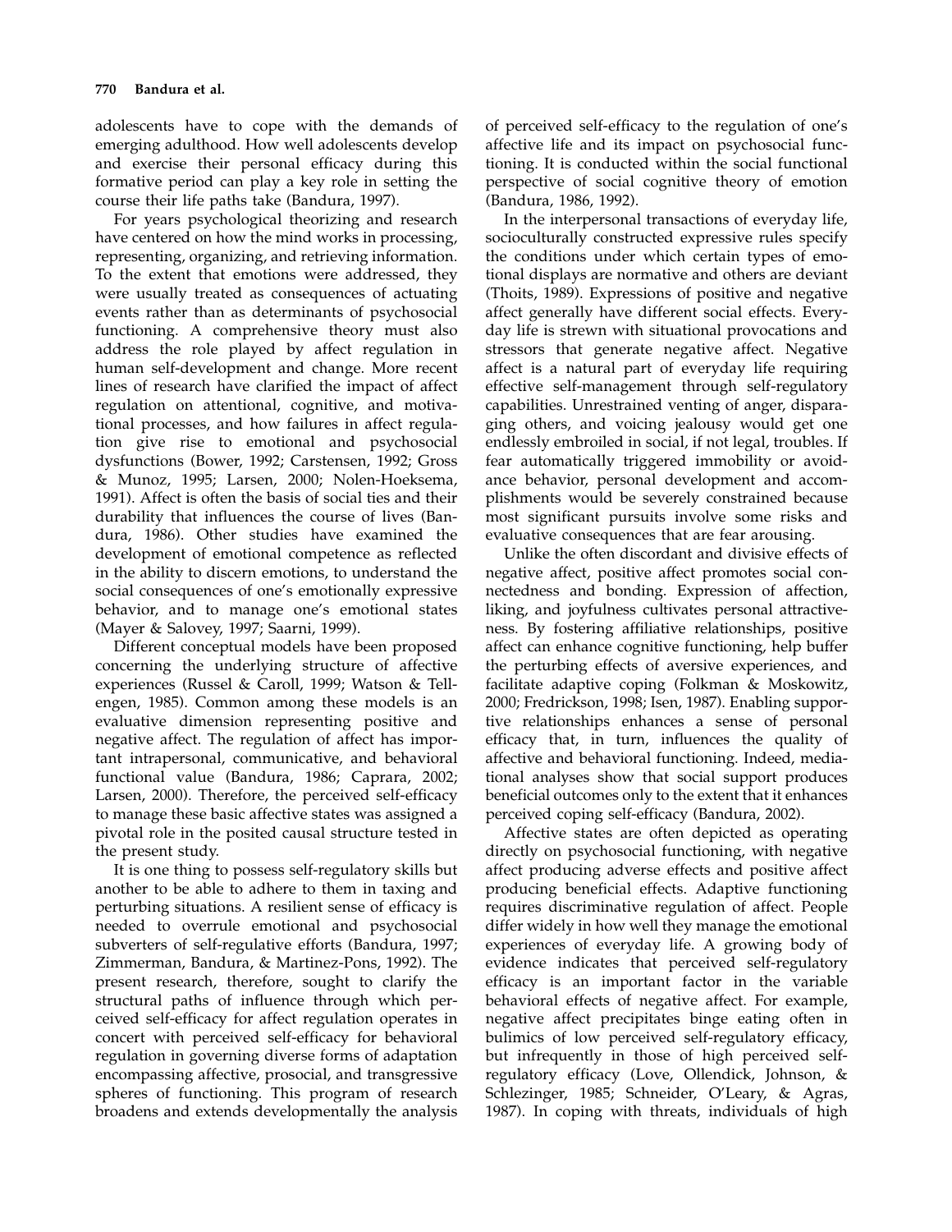adolescents have to cope with the demands of emerging adulthood. How well adolescents develop and exercise their personal efficacy during this formative period can play a key role in setting the course their life paths take (Bandura, 1997).

For years psychological theorizing and research have centered on how the mind works in processing, representing, organizing, and retrieving information. To the extent that emotions were addressed, they were usually treated as consequences of actuating events rather than as determinants of psychosocial functioning. A comprehensive theory must also address the role played by affect regulation in human self-development and change. More recent lines of research have clarified the impact of affect regulation on attentional, cognitive, and motivational processes, and how failures in affect regulation give rise to emotional and psychosocial dysfunctions (Bower, 1992; Carstensen, 1992; Gross & Munoz, 1995; Larsen, 2000; Nolen-Hoeksema, 1991). Affect is often the basis of social ties and their durability that influences the course of lives (Bandura, 1986). Other studies have examined the development of emotional competence as reflected in the ability to discern emotions, to understand the social consequences of one's emotionally expressive behavior, and to manage one's emotional states (Mayer & Salovey, 1997; Saarni, 1999).

Different conceptual models have been proposed concerning the underlying structure of affective experiences (Russel & Caroll, 1999; Watson & Tellengen, 1985). Common among these models is an evaluative dimension representing positive and negative affect. The regulation of affect has important intrapersonal, communicative, and behavioral functional value (Bandura, 1986; Caprara, 2002; Larsen, 2000). Therefore, the perceived self-efficacy to manage these basic affective states was assigned a pivotal role in the posited causal structure tested in the present study.

It is one thing to possess self-regulatory skills but another to be able to adhere to them in taxing and perturbing situations. A resilient sense of efficacy is needed to overrule emotional and psychosocial subverters of self-regulative efforts (Bandura, 1997; Zimmerman, Bandura, & Martinez-Pons, 1992). The present research, therefore, sought to clarify the structural paths of influence through which perceived self-efficacy for affect regulation operates in concert with perceived self-efficacy for behavioral regulation in governing diverse forms of adaptation encompassing affective, prosocial, and transgressive spheres of functioning. This program of research broadens and extends developmentally the analysis of perceived self-efficacy to the regulation of one's affective life and its impact on psychosocial functioning. It is conducted within the social functional perspective of social cognitive theory of emotion (Bandura, 1986, 1992).

In the interpersonal transactions of everyday life, socioculturally constructed expressive rules specify the conditions under which certain types of emotional displays are normative and others are deviant (Thoits, 1989). Expressions of positive and negative affect generally have different social effects. Everyday life is strewn with situational provocations and stressors that generate negative affect. Negative affect is a natural part of everyday life requiring effective self-management through self-regulatory capabilities. Unrestrained venting of anger, disparaging others, and voicing jealousy would get one endlessly embroiled in social, if not legal, troubles. If fear automatically triggered immobility or avoidance behavior, personal development and accomplishments would be severely constrained because most significant pursuits involve some risks and evaluative consequences that are fear arousing.

Unlike the often discordant and divisive effects of negative affect, positive affect promotes social connectedness and bonding. Expression of affection, liking, and joyfulness cultivates personal attractiveness. By fostering affiliative relationships, positive affect can enhance cognitive functioning, help buffer the perturbing effects of aversive experiences, and facilitate adaptive coping (Folkman & Moskowitz, 2000; Fredrickson, 1998; Isen, 1987). Enabling supportive relationships enhances a sense of personal efficacy that, in turn, influences the quality of affective and behavioral functioning. Indeed, mediational analyses show that social support produces beneficial outcomes only to the extent that it enhances perceived coping self-efficacy (Bandura, 2002).

Affective states are often depicted as operating directly on psychosocial functioning, with negative affect producing adverse effects and positive affect producing beneficial effects. Adaptive functioning requires discriminative regulation of affect. People differ widely in how well they manage the emotional experiences of everyday life. A growing body of evidence indicates that perceived self-regulatory efficacy is an important factor in the variable behavioral effects of negative affect. For example, negative affect precipitates binge eating often in bulimics of low perceived self-regulatory efficacy, but infrequently in those of high perceived self-regulatory efficacy (Love, Ollendick, Johnson, & Schlezinger, 1985; Schneider, O'Leary, & Agras, 1987). In coping with threats, individuals of high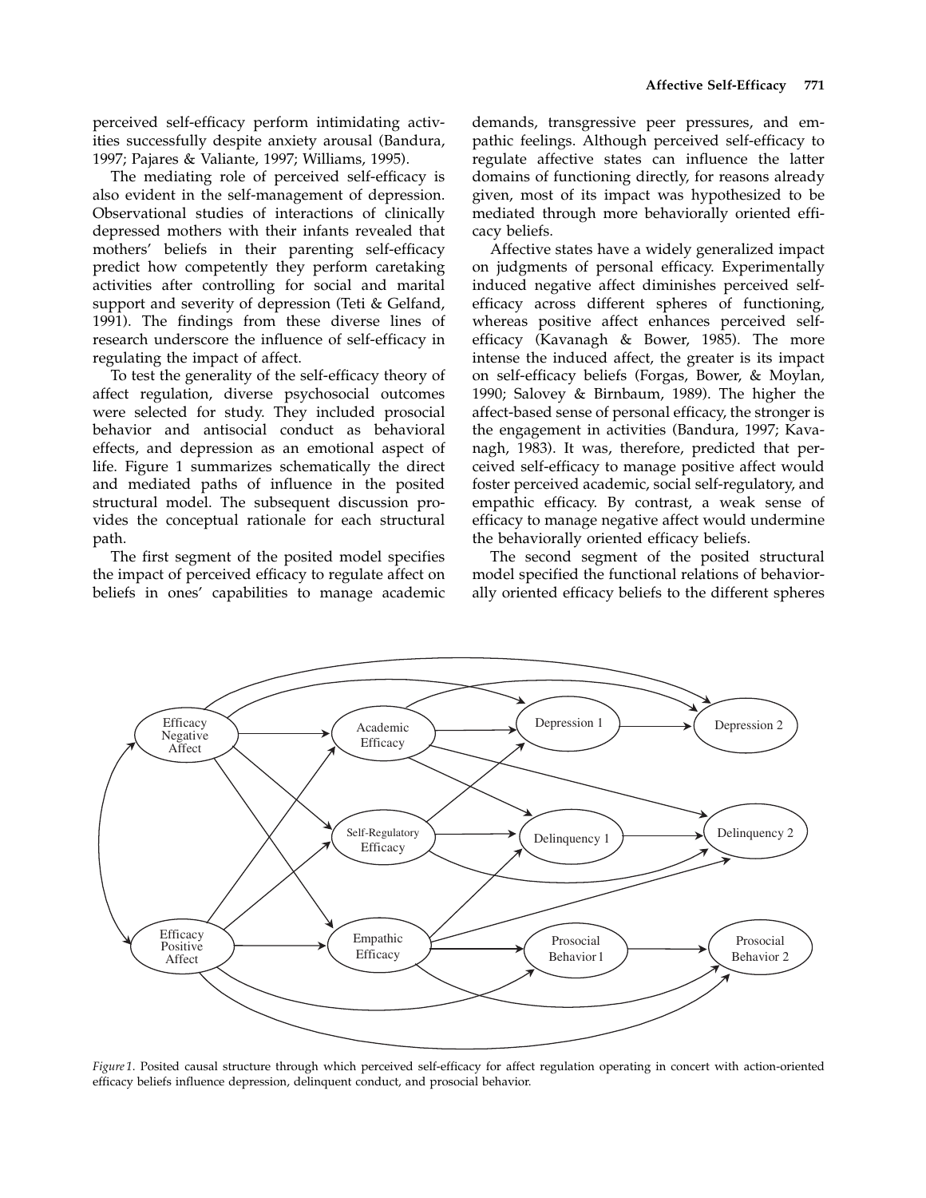perceived self-efficacy perform intimidating activities successfully despite anxiety arousal (Bandura, 1997; Pajares & Valiante, 1997; Williams, 1995).

The mediating role of perceived self-efficacy is also evident in the self-management of depression. Observational studies of interactions of clinically depressed mothers with their infants revealed that mothers' beliefs in their parenting self-efficacy predict how competently they perform caretaking activities after controlling for social and marital support and severity of depression (Teti & Gelfand, 1991). The findings from these diverse lines of research underscore the influence of self-efficacy in regulating the impact of affect.

To test the generality of the self-efficacy theory of affect regulation, diverse psychosocial outcomes were selected for study. They included prosocial behavior and antisocial conduct as behavioral effects, and depression as an emotional aspect of life. Figure 1 summarizes schematically the direct and mediated paths of influence in the posited structural model. The subsequent discussion provides the conceptual rationale for each structural path.

The first segment of the posited model specifies the impact of perceived efficacy to regulate affect on beliefs in ones' capabilities to manage academic demands, transgressive peer pressures, and empathic feelings. Although perceived self-efficacy to regulate affective states can influence the latter domains of functioning directly, for reasons already given, most of its impact was hypothesized to be mediated through more behaviorally oriented efficacy beliefs.

Affective states have a widely generalized impact on judgments of personal efficacy. Experimentally induced negative affect diminishes perceived self-efficacy across different spheres of functioning, whereas positive affect enhances perceived self-efficacy (Kavanagh & Bower, 1985). The more intense the induced affect, the greater is its impact on self-efficacy beliefs (Forgas, Bower, & Moylan, 1990; Salovey & Birnbaum, 1989). The higher the affect-based sense of personal efficacy, the stronger is the engagement in activities (Bandura, 1997; Kavanagh, 1983). It was, therefore, predicted that perceived self-efficacy to manage positive affect would foster perceived academic, social self-regulatory, and empathic efficacy. By contrast, a weak sense of efficacy to manage negative affect would undermine the behaviorally oriented efficacy beliefs.

The second segment of the posited structural model specified the functional relations of behaviorally oriented efficacy beliefs to the different spheres

*Figure 1*. Posited causal structure through which perceived self-efficacy for affect regulation operating in concert with action-oriented efficacy beliefs influence depression, delinquent conduct, and prosocial behavior.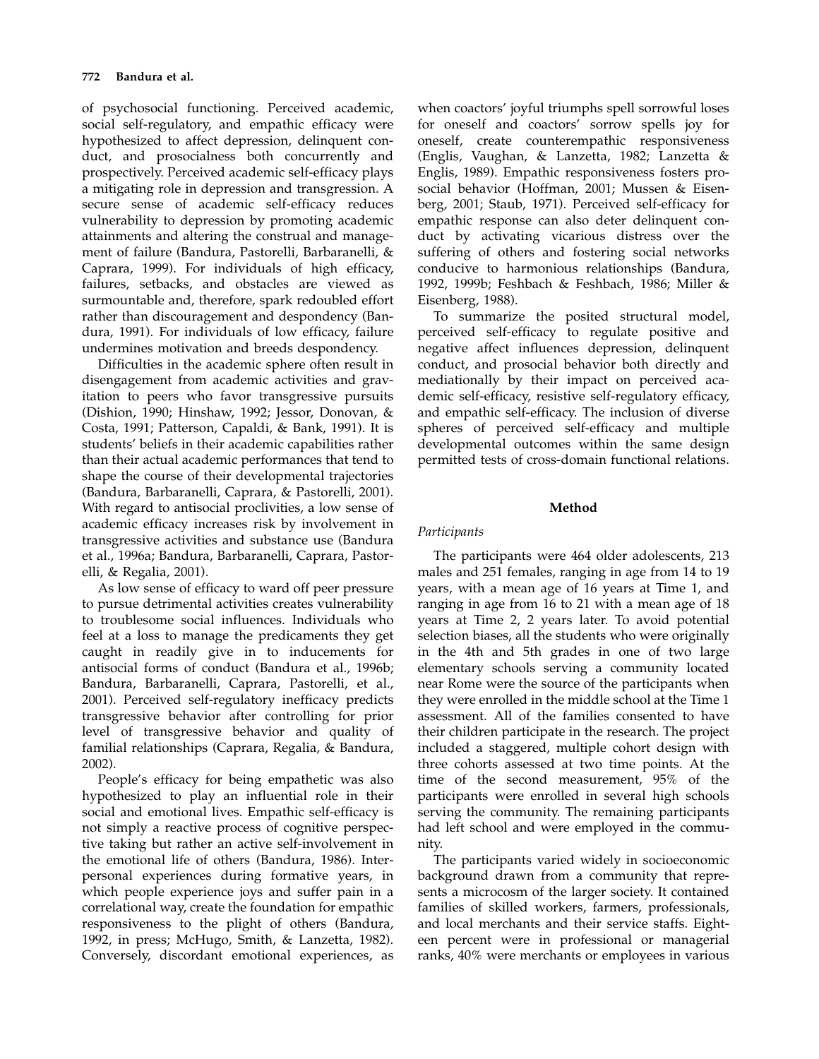of psychosocial functioning. Perceived academic, social self-regulatory, and empathic efficacy were hypothesized to affect depression, delinquent conduct, and prosocialness both concurrently and prospectively. Perceived academic self-efficacy plays a mitigating role in depression and transgression. A secure sense of academic self-efficacy reduces vulnerability to depression by promoting academic attainments and altering the construal and management of failure (Bandura, Pastorelli, Barbaranelli, & Caprara, 1999). For individuals of high efficacy, failures, setbacks, and obstacles are viewed as surmountable and, therefore, spark redoubled effort rather than discouragement and despondency (Bandura, 1991). For individuals of low efficacy, failure undermines motivation and breeds despondency.

Difficulties in the academic sphere often result in disengagement from academic activities and gravitation to peers who favor transgressive pursuits (Dishion, 1990; Hinshaw, 1992; Jessor, Donovan, & Costa, 1991; Patterson, Capaldi, & Bank, 1991). It is students' beliefs in their academic capabilities rather than their actual academic performances that tend to shape the course of their developmental trajectories (Bandura, Barbaranelli, Caprara, & Pastorelli, 2001). With regard to antisocial proclivities, a low sense of academic efficacy increases risk by involvement in transgressive activities and substance use (Bandura et al., 1996a; Bandura, Barbaranelli, Caprara, Pastorelli, & Regalia, 2001).

As low sense of efficacy to ward off peer pressure to pursue detrimental activities creates vulnerability to troublesome social influences. Individuals who feel at a loss to manage the predicaments they get caught in readily give in to inducements for antisocial forms of conduct (Bandura et al., 1996b; Bandura, Barbaranelli, Caprara, Pastorelli, et al., 2001). Perceived self-regulatory inefficacy predicts transgressive behavior after controlling for prior level of transgressive behavior and quality of familial relationships (Caprara, Regalia, & Bandura, 2002).

People's efficacy for being empathetic was also hypothesized to play an influential role in their social and emotional lives. Empathic self-efficacy is not simply a reactive process of cognitive perspective taking but rather an active self-involvement in the emotional life of others (Bandura, 1986). Interpersonal experiences during formative years, in which people experience joys and suffer pain in a correlational way, create the foundation for empathic responsiveness to the plight of others (Bandura, 1992, in press; McHugo, Smith, & Lanzetta, 1982). Conversely, discordant emotional experiences, as when coactors' joyful triumphs spell sorrowful loses for oneself and coactors' sorrow spells joy for oneself, create counterempathic responsiveness (Englis, Vaughan, & Lanzetta, 1982; Lanzetta & Englis, 1989). Empathic responsiveness fosters prosocial behavior (Hoffman, 2001; Mussen & Eisenberg, 2001; Staub, 1971). Perceived self-efficacy for empathic response can also deter delinquent conduct by activating vicarious distress over the suffering of others and fostering social networks conducive to harmonious relationships (Bandura, 1992, 1999b; Feshbach & Feshbach, 1986; Miller & Eisenberg, 1988).

To summarize the posited structural model, perceived self-efficacy to regulate positive and negative affect influences depression, delinquent conduct, and prosocial behavior both directly and mediationally by their impact on perceived academic self-efficacy, resistive self-regulatory efficacy, and empathic self-efficacy. The inclusion of diverse spheres of perceived self-efficacy and multiple developmental outcomes within the same design permitted tests of cross-domain functional relations.

## Method

### *Participants*

The participants were 464 older adolescents, 213 males and 251 females, ranging in age from 14 to 19 years, with a mean age of 16 years at Time 1, and ranging in age from 16 to 21 with a mean age of 18 years at Time 2, 2 years later. To avoid potential selection biases, all the students who were originally in the 4th and 5th grades in one of two large elementary schools serving a community located near Rome were the source of the participants when they were enrolled in the middle school at the Time 1 assessment. All of the families consented to have their children participate in the research. The project included a staggered, multiple cohort design with three cohorts assessed at two time points. At the time of the second measurement, 95% of the participants were enrolled in several high schools serving the community. The remaining participants had left school and were employed in the community.

The participants varied widely in socioeconomic background drawn from a community that represents a microcosm of the larger society. It contained families of skilled workers, farmers, professionals, and local merchants and their service staffs. Eighteen percent were in professional or managerial ranks, 40% were merchants or employees in various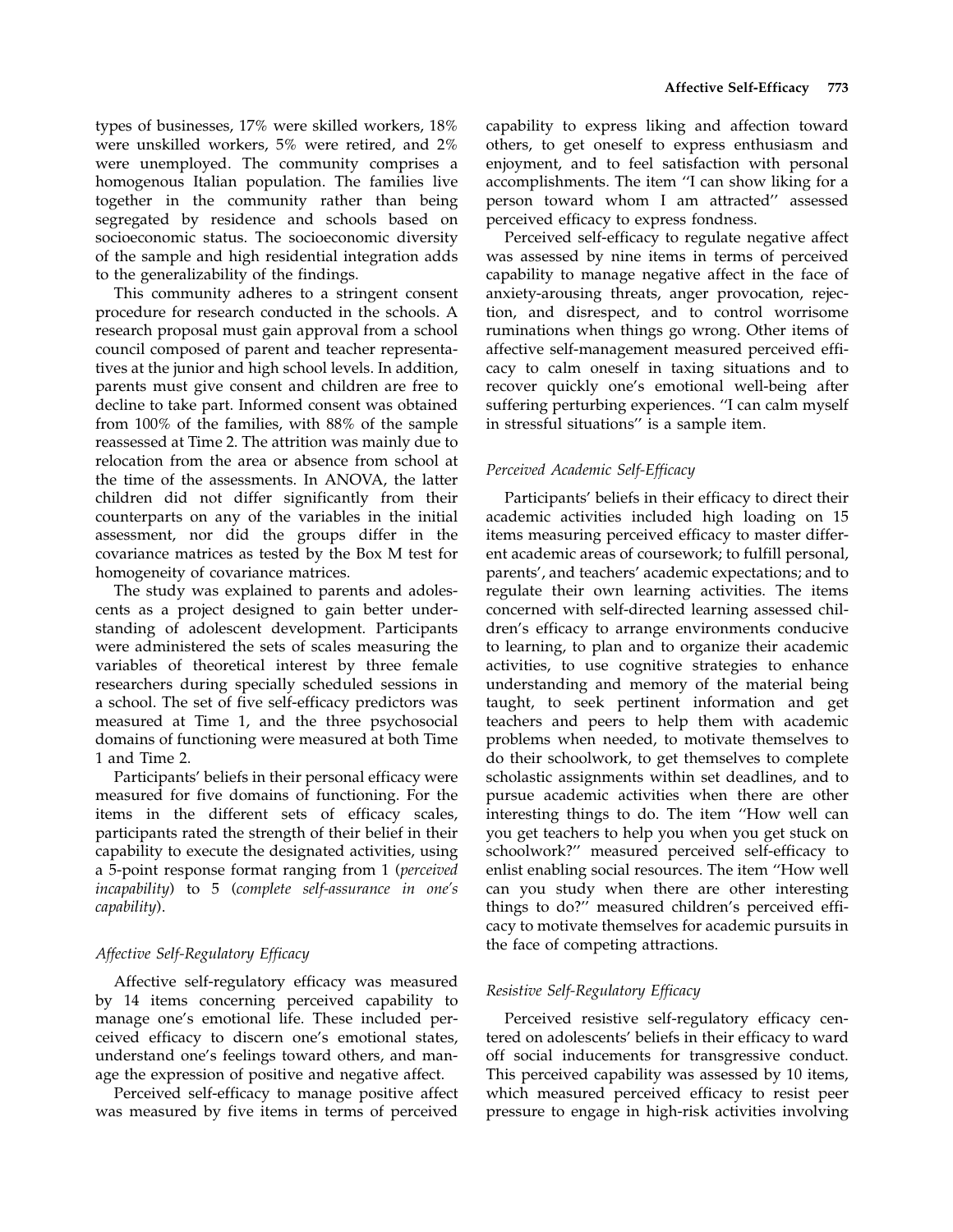types of businesses, 17% were skilled workers, 18% were unskilled workers, 5% were retired, and 2% were unemployed. The community comprises a homogenous Italian population. The families live together in the community rather than being segregated by residence and schools based on socioeconomic status. The socioeconomic diversity of the sample and high residential integration adds to the generalizability of the findings.

This community adheres to a stringent consent procedure for research conducted in the schools. A research proposal must gain approval from a school council composed of parent and teacher representatives at the junior and high school levels. In addition, parents must give consent and children are free to decline to take part. Informed consent was obtained from 100% of the families, with 88% of the sample reassessed at Time 2. The attrition was mainly due to relocation from the area or absence from school at the time of the assessments. In ANOVA, the latter children did not differ significantly from their counterparts on any of the variables in the initial assessment, nor did the groups differ in the covariance matrices as tested by the Box M test for homogeneity of covariance matrices.

The study was explained to parents and adolescents as a project designed to gain better understanding of adolescent development. Participants were administered the sets of scales measuring the variables of theoretical interest by three female researchers during specially scheduled sessions in a school. The set of five self-efficacy predictors was measured at Time 1, and the three psychosocial domains of functioning were measured at both Time 1 and Time 2.

Participants' beliefs in their personal efficacy were measured for five domains of functioning. For the items in the different sets of efficacy scales, participants rated the strength of their belief in their capability to execute the designated activities, using a 5-point response format ranging from 1 (*perceived incapability*) to 5 (*complete self-assurance in one's capability*).

### *Affective Self-Regulatory Efficacy*

Affective self-regulatory efficacy was measured by 14 items concerning perceived capability to manage one's emotional life. These included perceived efficacy to discern one's emotional states, understand one's feelings toward others, and manage the expression of positive and negative affect.

Perceived self-efficacy to manage positive affect was measured by five items in terms of perceived capability to express liking and affection toward others, to get oneself to express enthusiasm and enjoyment, and to feel satisfaction with personal accomplishments. The item "I can show liking for a person toward whom I am attracted" assessed perceived efficacy to express fondness.

Perceived self-efficacy to regulate negative affect was assessed by nine items in terms of perceived capability to manage negative affect in the face of anxiety-arousing threats, anger provocation, rejection, and disrespect, and to control worrisome ruminations when things go wrong. Other items of affective self-management measured perceived efficacy to calm oneself in taxing situations and to recover quickly one's emotional well-being after suffering perturbing experiences. "I can calm myself in stressful situations" is a sample item.

### *Perceived Academic Self-Efficacy*

Participants' beliefs in their efficacy to direct their academic activities included high loading on 15 items measuring perceived efficacy to master different academic areas of coursework; to fulfill personal, parents', and teachers' academic expectations; and to regulate their own learning activities. The items concerned with self-directed learning assessed children's efficacy to arrange environments conducive to learning, to plan and to organize their academic activities, to use cognitive strategies to enhance understanding and memory of the material being taught, to seek pertinent information and get teachers and peers to help them with academic problems when needed, to motivate themselves to do their schoolwork, to get themselves to complete scholastic assignments within set deadlines, and to pursue academic activities when there are other interesting things to do. The item "How well can you get teachers to help you when you get stuck on schoolwork?" measured perceived self-efficacy to enlist enabling social resources. The item "How well can you study when there are other interesting things to do?" measured children's perceived efficacy to motivate themselves for academic pursuits in the face of competing attractions.

### *Resistive Self-Regulatory Efficacy*

Perceived resistive self-regulatory efficacy centered on adolescents' beliefs in their efficacy to ward off social inducements for transgressive conduct. This perceived capability was assessed by 10 items, which measured perceived efficacy to resist peer pressure to engage in high-risk activities involving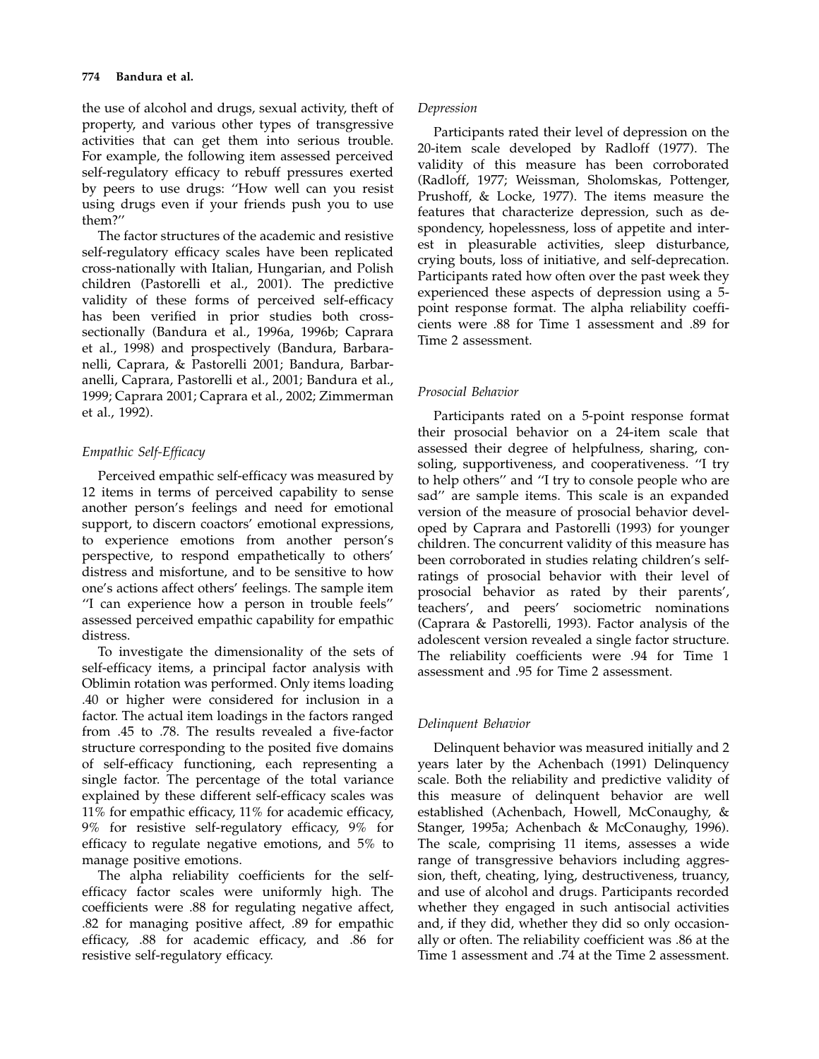the use of alcohol and drugs, sexual activity, theft of property, and various other types of transgressive activities that can get them into serious trouble. For example, the following item assessed perceived self-regulatory efficacy to rebuff pressures exerted by peers to use drugs: ''How well can you resist using drugs even if your friends push you to use them?''

The factor structures of the academic and resistive self-regulatory efficacy scales have been replicated cross-nationally with Italian, Hungarian, and Polish children (Pastorelli et al., 2001). The predictive validity of these forms of perceived self-efficacy has been verified in prior studies both cross-sectionally (Bandura et al., 1996a, 1996b; Caprara et al., 1998) and prospectively (Bandura, Barbaranelli, Caprara, & Pastorelli 2001; Bandura, Barbaranelli, Caprara, Pastorelli et al., 2001; Bandura et al., 1999; Caprara 2001; Caprara et al., 2002; Zimmerman et al., 1992).

### *Empathic Self-Efficacy*

Perceived empathic self-efficacy was measured by 12 items in terms of perceived capability to sense another person's feelings and need for emotional support, to discern coactors' emotional expressions, to experience emotions from another person's perspective, to respond empathetically to others' distress and misfortune, and to be sensitive to how one's actions affect others' feelings. The sample item ''I can experience how a person in trouble feels'' assessed perceived empathic capability for empathic distress.

To investigate the dimensionality of the sets of self-efficacy items, a principal factor analysis with Oblimin rotation was performed. Only items loading .40 or higher were considered for inclusion in a factor. The actual item loadings in the factors ranged from .45 to .78. The results revealed a five-factor structure corresponding to the posited five domains of self-efficacy functioning, each representing a single factor. The percentage of the total variance explained by these different self-efficacy scales was 11% for empathic efficacy, 11% for academic efficacy, 9% for resistive self-regulatory efficacy, 9% for efficacy to regulate negative emotions, and 5% to manage positive emotions.

The alpha reliability coefficients for the self-efficacy factor scales were uniformly high. The coefficients were .88 for regulating negative affect, .82 for managing positive affect, .89 for empathic efficacy, .88 for academic efficacy, and .86 for resistive self-regulatory efficacy.

### *Depression*

Participants rated their level of depression on the 20-item scale developed by Radloff (1977). The validity of this measure has been corroborated (Radloff, 1977; Weissman, Sholomskas, Pottenger, Prushoff, & Locke, 1977). The items measure the features that characterize depression, such as despondency, hopelessness, loss of appetite and interest in pleasurable activities, sleep disturbance, crying bouts, loss of initiative, and self-deprecation. Participants rated how often over the past week they experienced these aspects of depression using a 5-point response format. The alpha reliability coefficients were .88 for Time 1 assessment and .89 for Time 2 assessment.

### *Prosocial Behavior*

Participants rated on a 5-point response format their prosocial behavior on a 24-item scale that assessed their degree of helpfulness, sharing, consoling, supportiveness, and cooperativeness. ''I try to help others'' and ''I try to console people who are sad'' are sample items. This scale is an expanded version of the measure of prosocial behavior developed by Caprara and Pastorelli (1993) for younger children. The concurrent validity of this measure has been corroborated in studies relating children's self-ratings of prosocial behavior with their level of prosocial behavior as rated by their parents', teachers', and peers' sociometric nominations (Caprara & Pastorelli, 1993). Factor analysis of the adolescent version revealed a single factor structure. The reliability coefficients were .94 for Time 1 assessment and .95 for Time 2 assessment.

### *Delinquent Behavior*

Delinquent behavior was measured initially and 2 years later by the Achenbach (1991) Delinquency scale. Both the reliability and predictive validity of this measure of delinquent behavior are well established (Achenbach, Howell, McConaughy, & Stanger, 1995a; Achenbach & McConaughy, 1996). The scale, comprising 11 items, assesses a wide range of transgressive behaviors including aggression, theft, cheating, lying, destructiveness, truancy, and use of alcohol and drugs. Participants recorded whether they engaged in such antisocial activities and, if they did, whether they did so only occasionally or often. The reliability coefficient was .86 at the Time 1 assessment and .74 at the Time 2 assessment.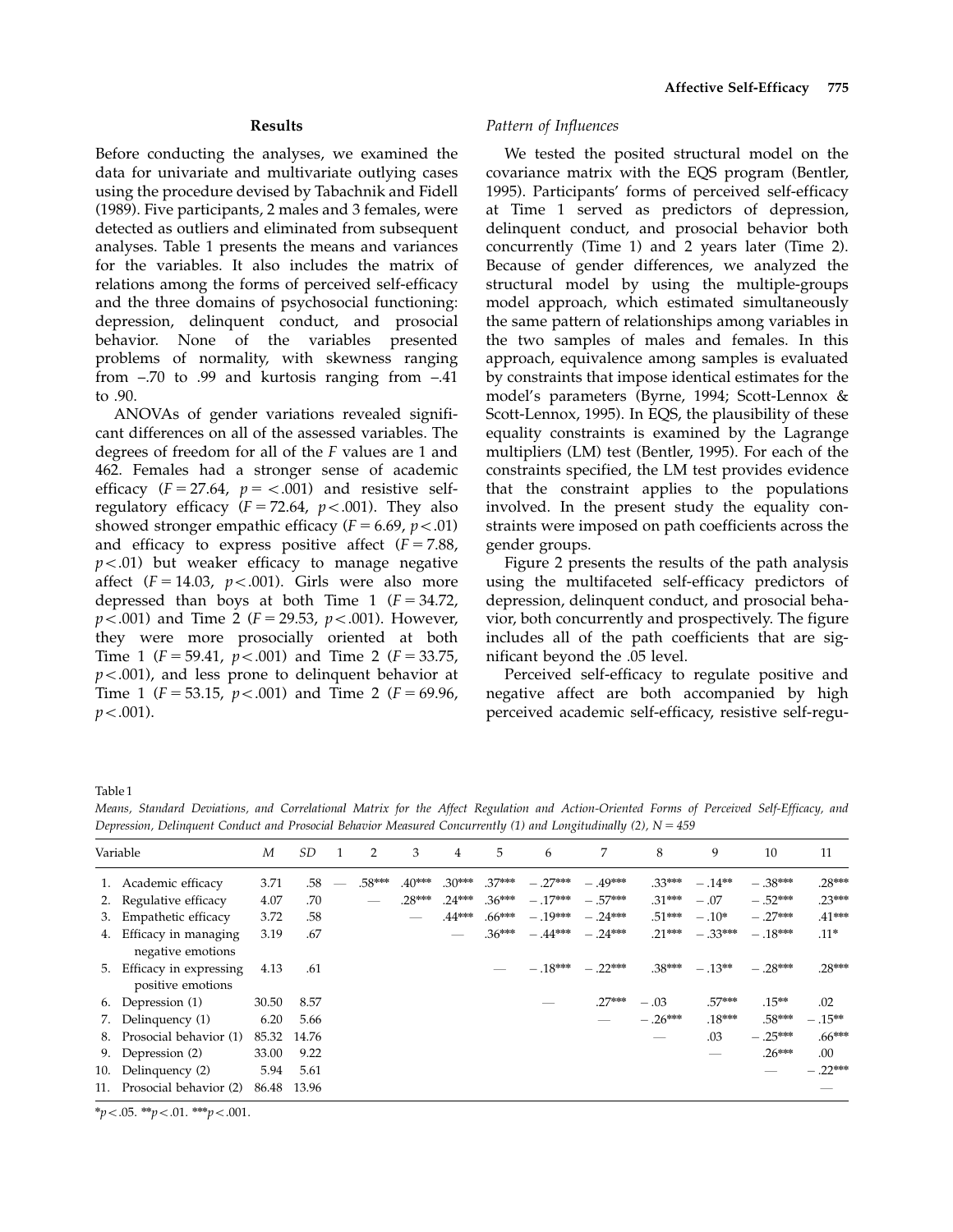## Results

Before conducting the analyses, we examined the data for univariate and multivariate outlying cases using the procedure devised by Tabachnik and Fidell (1989). Five participants, 2 males and 3 females, were detected as outliers and eliminated from subsequent analyses. Table 1 presents the means and variances for the variables. It also includes the matrix of relations among the forms of perceived self-efficacy and the three domains of psychosocial functioning: depression, delinquent conduct, and prosocial behavior. None of the variables presented problems of normality, with skewness ranging from –.70 to .99 and kurtosis ranging from –.41 to .90.

ANOVAs of gender variations revealed significant differences on all of the assessed variables. The degrees of freedom for all of the *F* values are 1 and 462. Females had a stronger sense of academic efficacy ($F = 27.64$, $p = <.001$) and resistive self-regulatory efficacy ($F = 72.64$, $p < .001$). They also showed stronger empathic efficacy ($F = 6.69$, $p < .01$) and efficacy to express positive affect ($F = 7.88$, $p < .01$) but weaker efficacy to manage negative affect ($F = 14.03$, $p < .001$). Girls were also more depressed than boys at both Time 1 ($F = 34.72$, $p < .001$) and Time 2 ($F = 29.53$, $p < .001$). However, they were more prosocially oriented at both Time 1 ($F = 59.41$, $p < .001$) and Time 2 ($F = 33.75$, $p < .001$), and less prone to delinquent behavior at Time 1 ($F = 53.15$, $p < .001$) and Time 2 ($F = 69.96$, $p < .001$).

### *Pattern of Influences*

We tested the posited structural model on the covariance matrix with the EQS program (Bentler, 1995). Participants' forms of perceived self-efficacy at Time 1 served as predictors of depression, delinquent conduct, and prosocial behavior both concurrently (Time 1) and 2 years later (Time 2). Because of gender differences, we analyzed the structural model by using the multiple-groups model approach, which estimated simultaneously the same pattern of relationships among variables in the two samples of males and females. In this approach, equivalence among samples is evaluated by constraints that impose identical estimates for the model's parameters (Byrne, 1994; Scott-Lennox & Scott-Lennox, 1995). In EQS, the plausibility of these equality constraints is examined by the Lagrange multipliers (LM) test (Bentler, 1995). For each of the constraints specified, the LM test provides evidence that the constraint applies to the populations involved. In the present study the equality constraints were imposed on path coefficients across the gender groups.

Figure 2 presents the results of the path analysis using the multifaceted self-efficacy predictors of depression, delinquent conduct, and prosocial behavior, both concurrently and prospectively. The figure includes all of the path coefficients that are significant beyond the .05 level.

Perceived self-efficacy to regulate positive and negative affect are both accompanied by high perceived academic self-efficacy, resistive self-regu-

Table 1

*Means, Standard Deviations, and Correlational Matrix for the Affect Regulation and Action-Oriented Forms of Perceived Self-Efficacy, and Depression, Delinquent Conduct and Prosocial Behavior Measured Concurrently (1) and Longitudinally (2), N = 459*

| Variable | *M* | *SD* | 1 | 2 | 3 | 4 | 5 | 6 | 7 | 8 | 9 | 10 | 11 |
|---|---|---|---|---|---|---|---|---|---|---|---|---|---|
| 1. Academic efficacy | 3.71 | .58 | — | .58*** | .40*** | .30*** | .37*** | –.27*** | –.49*** | .33*** | –.14** | –.38*** | .28*** |
| 2. Regulative efficacy | 4.07 | .70 | | — | .28*** | .24*** | .36*** | –.17*** | –.57*** | .31*** | –.07 | –.52*** | .23*** |
| 3. Empathetic efficacy | 3.72 | .58 | | | — | .44*** | .66*** | –.19*** | –.24*** | .51*** | –.10* | –.27*** | .41*** |
| 4. Efficacy in managing negative emotions | 3.19 | .67 | | | | — | .36*** | –.44*** | –.24*** | .21*** | –.33*** | –.18*** | .11* |
| 5. Efficacy in expressing positive emotions | 4.13 | .61 | | | | | — | –.18*** | –.22*** | .38*** | –.13** | –.28*** | .28*** |
| 6. Depression (1) | 30.50 | 8.57 | | | | | | — | .27*** | –.03 | .57*** | .15** | .02 |
| 7. Delinquency (1) | 6.20 | 5.66 | | | | | | | — | –.26*** | .18*** | .58*** | –.15** |
| 8. Prosocial behavior (1) | 85.32 | 14.76 | | | | | | | | — | .03 | –.25*** | .66*** |
| 9. Depression (2) | 33.00 | 9.22 | | | | | | | | | — | .26*** | .00 |
| 10. Delinquency (2) | 5.94 | 5.61 | | | | | | | | | | — | –.22*** |
| 11. Prosocial behavior (2) | 86.48 | 13.96 | | | | | | | | | | | — |

*$p < .05$. **$p < .01$. ***$p < .001$.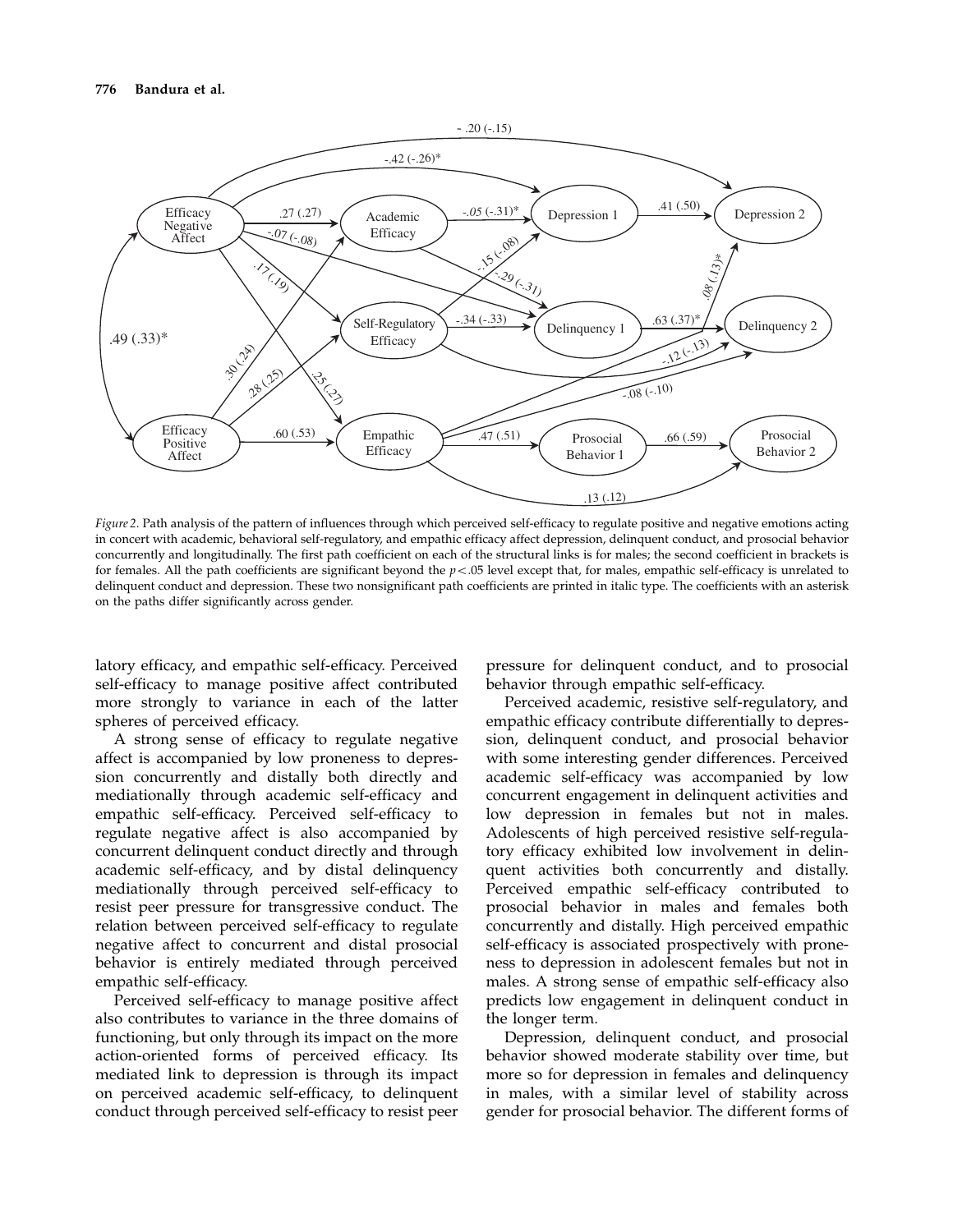*Figure 2.* Path analysis of the pattern of influences through which perceived self-efficacy to regulate positive and negative emotions acting in concert with academic, behavioral self-regulatory, and empathic efficacy affect depression, delinquent conduct, and prosocial behavior concurrently and longitudinally. The first path coefficient on each of the structural links is for males; the second coefficient in brackets is for females. All the path coefficients are significant beyond the $p < .05$ level except that, for males, empathic self-efficacy is unrelated to delinquent conduct and depression. These two nonsignificant path coefficients are printed in italic type. The coefficients with an asterisk on the paths differ significantly across gender.

latory efficacy, and empathic self-efficacy. Perceived self-efficacy to manage positive affect contributed more strongly to variance in each of the latter spheres of perceived efficacy.

A strong sense of efficacy to regulate negative affect is accompanied by low proneness to depression concurrently and distally both directly and mediationally through academic self-efficacy and empathic self-efficacy. Perceived self-efficacy to regulate negative affect is also accompanied by concurrent delinquent conduct directly and through academic self-efficacy, and by distal delinquency mediationally through perceived self-efficacy to resist peer pressure for transgressive conduct. The relation between perceived self-efficacy to regulate negative affect to concurrent and distal prosocial behavior is entirely mediated through perceived empathic self-efficacy.

Perceived self-efficacy to manage positive affect also contributes to variance in the three domains of functioning, but only through its impact on the more action-oriented forms of perceived efficacy. Its mediated link to depression is through its impact on perceived academic self-efficacy, to delinquent conduct through perceived self-efficacy to resist peer pressure for delinquent conduct, and to prosocial behavior through empathic self-efficacy.

Perceived academic, resistive self-regulatory, and empathic efficacy contribute differentially to depression, delinquent conduct, and prosocial behavior with some interesting gender differences. Perceived academic self-efficacy was accompanied by low concurrent engagement in delinquent activities and low depression in females but not in males. Adolescents of high perceived resistive self-regulatory efficacy exhibited low involvement in delinquent activities both concurrently and distally. Perceived empathic self-efficacy contributed to prosocial behavior in males and females both concurrently and distally. High perceived empathic self-efficacy is associated prospectively with proneness to depression in adolescent females but not in males. A strong sense of empathic self-efficacy also predicts low engagement in delinquent conduct in the longer term.

Depression, delinquent conduct, and prosocial behavior showed moderate stability over time, but more so for depression in females and delinquency in males, with a similar level of stability across gender for prosocial behavior. The different forms of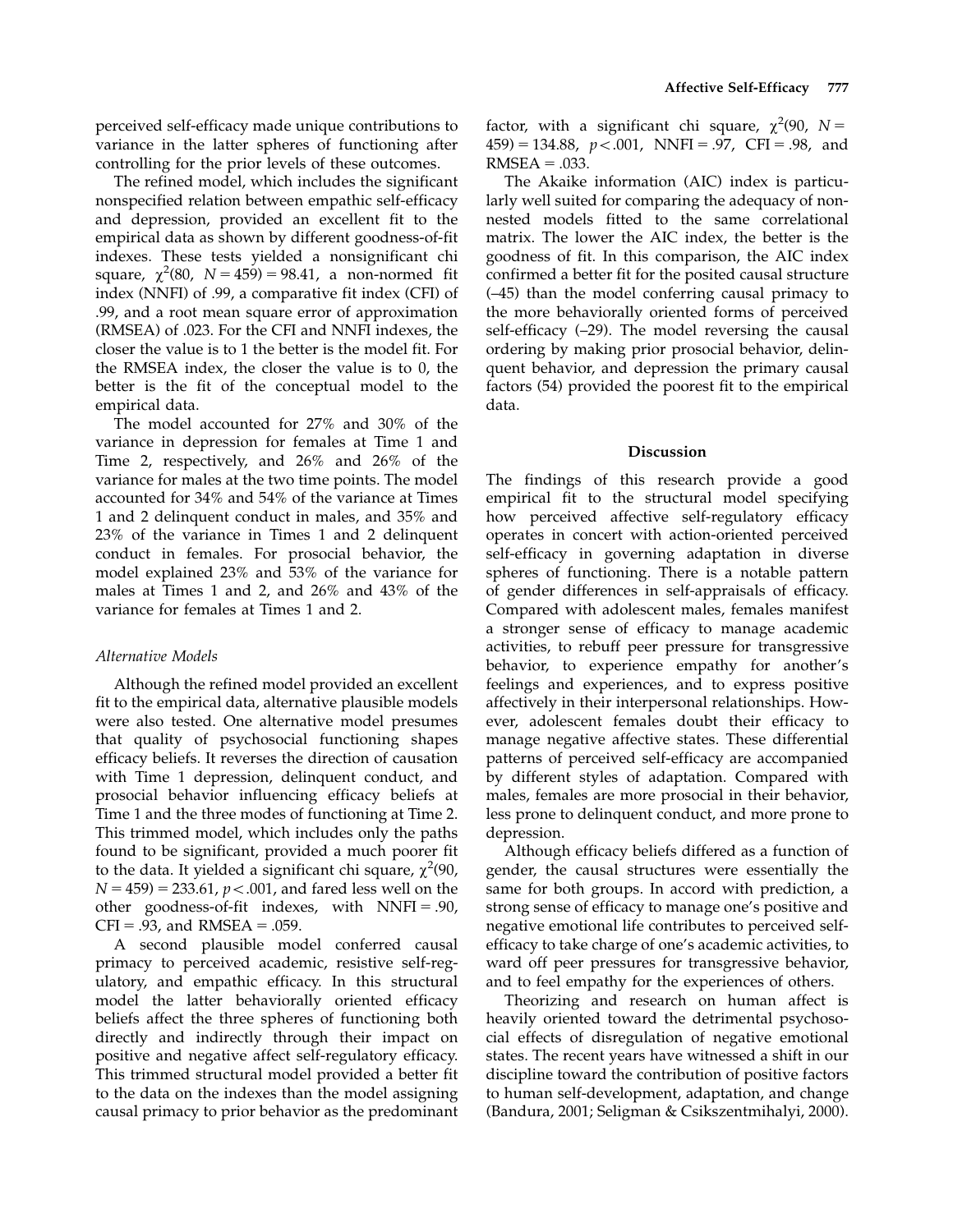perceived self-efficacy made unique contributions to variance in the latter spheres of functioning after controlling for the prior levels of these outcomes.

The refined model, which includes the significant nonspecified relation between empathic self-efficacy and depression, provided an excellent fit to the empirical data as shown by different goodness-of-fit indexes. These tests yielded a nonsignificant chi square, $\chi^2(80,\ N = 459) = 98.41$, a non-normed fit index (NNFI) of .99, a comparative fit index (CFI) of .99, and a root mean square error of approximation (RMSEA) of .023. For the CFI and NNFI indexes, the closer the value is to 1 the better is the model fit. For the RMSEA index, the closer the value is to 0, the better is the fit of the conceptual model to the empirical data.

The model accounted for 27% and 30% of the variance in depression for females at Time 1 and Time 2, respectively, and 26% and 26% of the variance for males at the two time points. The model accounted for 34% and 54% of the variance at Times 1 and 2 delinquent conduct in males, and 35% and 23% of the variance in Times 1 and 2 delinquent conduct in females. For prosocial behavior, the model explained 23% and 53% of the variance for males at Times 1 and 2, and 26% and 43% of the variance for females at Times 1 and 2.

### *Alternative Models*

Although the refined model provided an excellent fit to the empirical data, alternative plausible models were also tested. One alternative model presumes that quality of psychosocial functioning shapes efficacy beliefs. It reverses the direction of causation with Time 1 depression, delinquent conduct, and prosocial behavior influencing efficacy beliefs at Time 1 and the three modes of functioning at Time 2. This trimmed model, which includes only the paths found to be significant, provided a much poorer fit to the data. It yielded a significant chi square, $\chi^2(90,\ N = 459) = 233.61$, $p < .001$, and fared less well on the other goodness-of-fit indexes, with NNFI = .90, CFI = .93, and RMSEA = .059.

A second plausible model conferred causal primacy to perceived academic, resistive self-regulatory, and empathic efficacy. In this structural model the latter behaviorally oriented efficacy beliefs affect the three spheres of functioning both directly and indirectly through their impact on positive and negative affect self-regulatory efficacy. This trimmed structural model provided a better fit to the data on the indexes than the model assigning causal primacy to prior behavior as the predominant factor, with a significant chi square, $\chi^2(90,\ N = 459) = 134.88$, $p < .001$, NNFI = .97, CFI = .98, and RMSEA = .033.

The Akaike information (AIC) index is particularly well suited for comparing the adequacy of nonnested models fitted to the same correlational matrix. The lower the AIC index, the better is the goodness of fit. In this comparison, the AIC index confirmed a better fit for the posited causal structure (–45) than the model conferring causal primacy to the more behaviorally oriented forms of perceived self-efficacy (–29). The model reversing the causal ordering by making prior prosocial behavior, delinquent behavior, and depression the primary causal factors (54) provided the poorest fit to the empirical data.

## Discussion

The findings of this research provide a good empirical fit to the structural model specifying how perceived affective self-regulatory efficacy operates in concert with action-oriented perceived self-efficacy in governing adaptation in diverse spheres of functioning. There is a notable pattern of gender differences in self-appraisals of efficacy. Compared with adolescent males, females manifest a stronger sense of efficacy to manage academic activities, to rebuff peer pressure for transgressive behavior, to experience empathy for another's feelings and experiences, and to express positive affectively in their interpersonal relationships. However, adolescent females doubt their efficacy to manage negative affective states. These differential patterns of perceived self-efficacy are accompanied by different styles of adaptation. Compared with males, females are more prosocial in their behavior, less prone to delinquent conduct, and more prone to depression.

Although efficacy beliefs differed as a function of gender, the causal structures were essentially the same for both groups. In accord with prediction, a strong sense of efficacy to manage one's positive and negative emotional life contributes to perceived self-efficacy to take charge of one's academic activities, to ward off peer pressures for transgressive behavior, and to feel empathy for the experiences of others.

Theorizing and research on human affect is heavily oriented toward the detrimental psychosocial effects of disregulation of negative emotional states. The recent years have witnessed a shift in our discipline toward the contribution of positive factors to human self-development, adaptation, and change (Bandura, 2001; Seligman & Csikszentmihalyi, 2000).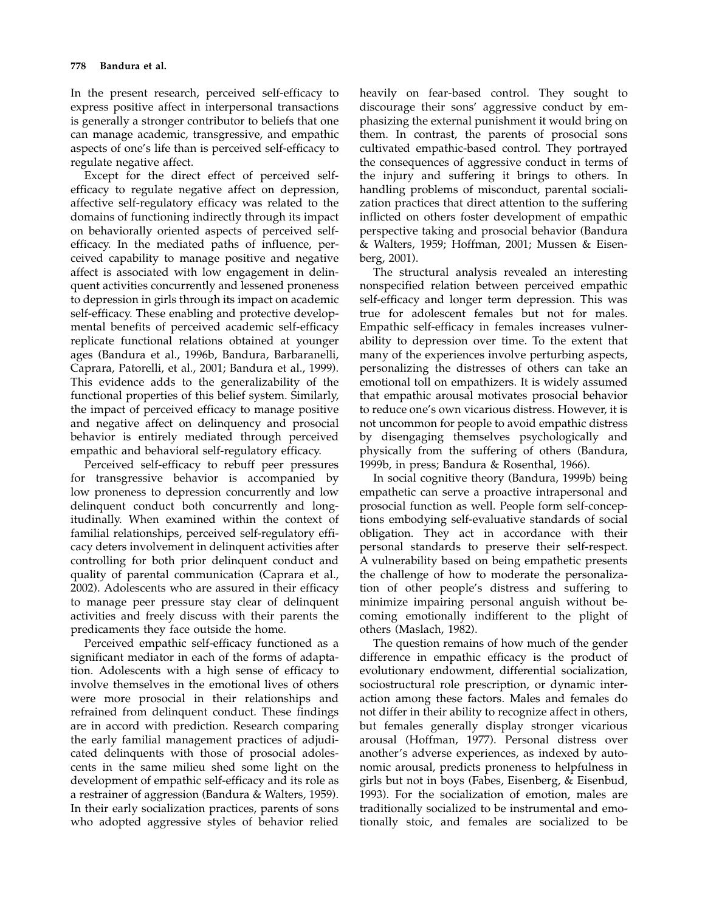In the present research, perceived self-efficacy to express positive affect in interpersonal transactions is generally a stronger contributor to beliefs that one can manage academic, transgressive, and empathic aspects of one's life than is perceived self-efficacy to regulate negative affect.

Except for the direct effect of perceived self-efficacy to regulate negative affect on depression, affective self-regulatory efficacy was related to the domains of functioning indirectly through its impact on behaviorally oriented aspects of perceived self-efficacy. In the mediated paths of influence, perceived capability to manage positive and negative affect is associated with low engagement in delinquent activities concurrently and lessened proneness to depression in girls through its impact on academic self-efficacy. These enabling and protective developmental benefits of perceived academic self-efficacy replicate functional relations obtained at younger ages (Bandura et al., 1996b, Bandura, Barbaranelli, Caprara, Patorelli, et al., 2001; Bandura et al., 1999). This evidence adds to the generalizability of the functional properties of this belief system. Similarly, the impact of perceived efficacy to manage positive and negative affect on delinquency and prosocial behavior is entirely mediated through perceived empathic and behavioral self-regulatory efficacy.

Perceived self-efficacy to rebuff peer pressures for transgressive behavior is accompanied by low proneness to depression concurrently and low delinquent conduct both concurrently and longitudinally. When examined within the context of familial relationships, perceived self-regulatory efficacy deters involvement in delinquent activities after controlling for both prior delinquent conduct and quality of parental communication (Caprara et al., 2002). Adolescents who are assured in their efficacy to manage peer pressure stay clear of delinquent activities and freely discuss with their parents the predicaments they face outside the home.

Perceived empathic self-efficacy functioned as a significant mediator in each of the forms of adaptation. Adolescents with a high sense of efficacy to involve themselves in the emotional lives of others were more prosocial in their relationships and refrained from delinquent conduct. These findings are in accord with prediction. Research comparing the early familial management practices of adjudicated delinquents with those of prosocial adolescents in the same milieu shed some light on the development of empathic self-efficacy and its role as a restrainer of aggression (Bandura & Walters, 1959). In their early socialization practices, parents of sons who adopted aggressive styles of behavior relied heavily on fear-based control. They sought to discourage their sons' aggressive conduct by emphasizing the external punishment it would bring on them. In contrast, the parents of prosocial sons cultivated empathic-based control. They portrayed the consequences of aggressive conduct in terms of the injury and suffering it brings to others. In handling problems of misconduct, parental socialization practices that direct attention to the suffering inflicted on others foster development of empathic perspective taking and prosocial behavior (Bandura & Walters, 1959; Hoffman, 2001; Mussen & Eisenberg, 2001).

The structural analysis revealed an interesting nonspecified relation between perceived empathic self-efficacy and longer term depression. This was true for adolescent females but not for males. Empathic self-efficacy in females increases vulnerability to depression over time. To the extent that many of the experiences involve perturbing aspects, personalizing the distresses of others can take an emotional toll on empathizers. It is widely assumed that empathic arousal motivates prosocial behavior to reduce one's own vicarious distress. However, it is not uncommon for people to avoid empathic distress by disengaging themselves psychologically and physically from the suffering of others (Bandura, 1999b, in press; Bandura & Rosenthal, 1966).

In social cognitive theory (Bandura, 1999b) being empathetic can serve a proactive intrapersonal and prosocial function as well. People form self-conceptions embodying self-evaluative standards of social obligation. They act in accordance with their personal standards to preserve their self-respect. A vulnerability based on being empathetic presents the challenge of how to moderate the personalization of other people's distress and suffering to minimize impairing personal anguish without becoming emotionally indifferent to the plight of others (Maslach, 1982).

The question remains of how much of the gender difference in empathic efficacy is the product of evolutionary endowment, differential socialization, sociostructural role prescription, or dynamic interaction among these factors. Males and females do not differ in their ability to recognize affect in others, but females generally display stronger vicarious arousal (Hoffman, 1977). Personal distress over another's adverse experiences, as indexed by autonomic arousal, predicts proneness to helpfulness in girls but not in boys (Fabes, Eisenberg, & Eisenbud, 1993). For the socialization of emotion, males are traditionally socialized to be instrumental and emotionally stoic, and females are socialized to be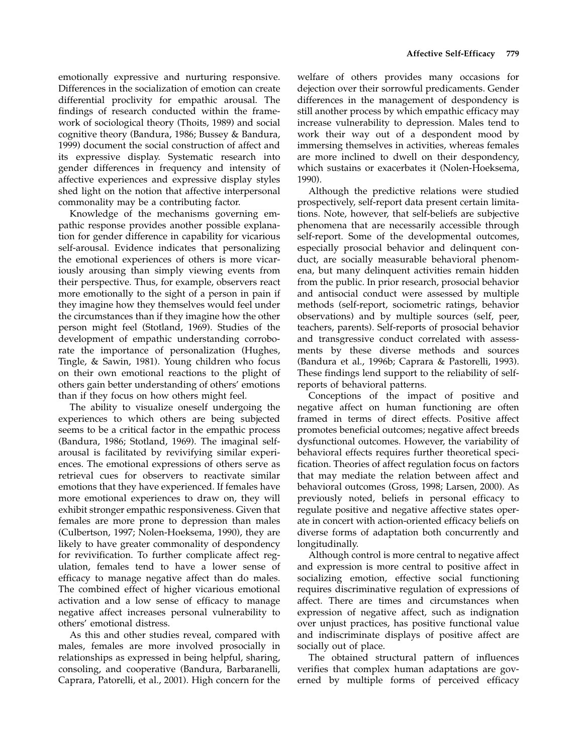emotionally expressive and nurturing responsive. Differences in the socialization of emotion can create differential proclivity for empathic arousal. The findings of research conducted within the framework of sociological theory (Thoits, 1989) and social cognitive theory (Bandura, 1986; Bussey & Bandura, 1999) document the social construction of affect and its expressive display. Systematic research into gender differences in frequency and intensity of affective experiences and expressive display styles shed light on the notion that affective interpersonal commonality may be a contributing factor.

Knowledge of the mechanisms governing empathic response provides another possible explanation for gender difference in capability for vicarious self-arousal. Evidence indicates that personalizing the emotional experiences of others is more vicariously arousing than simply viewing events from their perspective. Thus, for example, observers react more emotionally to the sight of a person in pain if they imagine how they themselves would feel under the circumstances than if they imagine how the other person might feel (Stotland, 1969). Studies of the development of empathic understanding corroborate the importance of personalization (Hughes, Tingle, & Sawin, 1981). Young children who focus on their own emotional reactions to the plight of others gain better understanding of others' emotions than if they focus on how others might feel.

The ability to visualize oneself undergoing the experiences to which others are being subjected seems to be a critical factor in the empathic process (Bandura, 1986; Stotland, 1969). The imaginal self-arousal is facilitated by revivifying similar experiences. The emotional expressions of others serve as retrieval cues for observers to reactivate similar emotions that they have experienced. If females have more emotional experiences to draw on, they will exhibit stronger empathic responsiveness. Given that females are more prone to depression than males (Culbertson, 1997; Nolen-Hoeksema, 1990), they are likely to have greater commonality of despondency for revivification. To further complicate affect regulation, females tend to have a lower sense of efficacy to manage negative affect than do males. The combined effect of higher vicarious emotional activation and a low sense of efficacy to manage negative affect increases personal vulnerability to others' emotional distress.

As this and other studies reveal, compared with males, females are more involved prosocially in relationships as expressed in being helpful, sharing, consoling, and cooperative (Bandura, Barbaranelli, Caprara, Patorelli, et al., 2001). High concern for the welfare of others provides many occasions for dejection over their sorrowful predicaments. Gender differences in the management of despondency is still another process by which empathic efficacy may increase vulnerability to depression. Males tend to work their way out of a despondent mood by immersing themselves in activities, whereas females are more inclined to dwell on their despondency, which sustains or exacerbates it (Nolen-Hoeksema, 1990).

Although the predictive relations were studied prospectively, self-report data present certain limitations. Note, however, that self-beliefs are subjective phenomena that are necessarily accessible through self-report. Some of the developmental outcomes, especially prosocial behavior and delinquent conduct, are socially measurable behavioral phenomena, but many delinquent activities remain hidden from the public. In prior research, prosocial behavior and antisocial conduct were assessed by multiple methods (self-report, sociometric ratings, behavior observations) and by multiple sources (self, peer, teachers, parents). Self-reports of prosocial behavior and transgressive conduct correlated with assessments by these diverse methods and sources (Bandura et al., 1996b; Caprara & Pastorelli, 1993). These findings lend support to the reliability of self-reports of behavioral patterns.

Conceptions of the impact of positive and negative affect on human functioning are often framed in terms of direct effects. Positive affect promotes beneficial outcomes; negative affect breeds dysfunctional outcomes. However, the variability of behavioral effects requires further theoretical specification. Theories of affect regulation focus on factors that may mediate the relation between affect and behavioral outcomes (Gross, 1998; Larsen, 2000). As previously noted, beliefs in personal efficacy to regulate positive and negative affective states operate in concert with action-oriented efficacy beliefs on diverse forms of adaptation both concurrently and longitudinally.

Although control is more central to negative affect and expression is more central to positive affect in socializing emotion, effective social functioning requires discriminative regulation of expressions of affect. There are times and circumstances when expression of negative affect, such as indignation over unjust practices, has positive functional value and indiscriminate displays of positive affect are socially out of place.

The obtained structural pattern of influences verifies that complex human adaptations are governed by multiple forms of perceived efficacy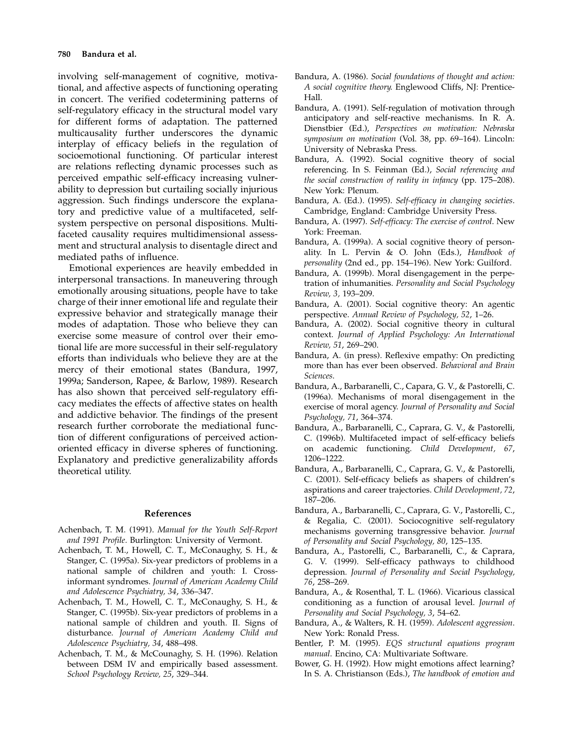involving self-management of cognitive, motivational, and affective aspects of functioning operating in concert. The verified codetermining patterns of self-regulatory efficacy in the structural model vary for different forms of adaptation. The patterned multicausality further underscores the dynamic interplay of efficacy beliefs in the regulation of socioemotional functioning. Of particular interest are relations reflecting dynamic processes such as perceived empathic self-efficacy increasing vulnerability to depression but curtailing socially injurious aggression. Such findings underscore the explanatory and predictive value of a multifaceted, self-system perspective on personal dispositions. Multifaceted causality requires multidimensional assessment and structural analysis to disentagle direct and mediated paths of influence.

Emotional experiences are heavily embedded in interpersonal transactions. In maneuvering through emotionally arousing situations, people have to take charge of their inner emotional life and regulate their expressive behavior and strategically manage their modes of adaptation. Those who believe they can exercise some measure of control over their emotional life are more successful in their self-regulatory efforts than individuals who believe they are at the mercy of their emotional states (Bandura, 1997, 1999a; Sanderson, Rapee, & Barlow, 1989). Research has also shown that perceived self-regulatory efficacy mediates the effects of affective states on health and addictive behavior. The findings of the present research further corroborate the mediational function of different configurations of perceived action-oriented efficacy in diverse spheres of functioning. Explanatory and predictive generalizability affords theoretical utility.

## References

Achenbach, T. M. (1991). *Manual for the Youth Self-Report and 1991 Profile*. Burlington: University of Vermont.

Achenbach, T. M., Howell, C. T., McConaughy, S. H., & Stanger, C. (1995a). Six-year predictors of problems in a national sample of children and youth: I. Cross-informant syndromes. *Journal of American Academy Child and Adolescence Psychiatry, 34*, 336–347.

Achenbach, T. M., Howell, C. T., McConaughy, S. H., & Stanger, C. (1995b). Six-year predictors of problems in a national sample of children and youth. II. Signs of disturbance. *Journal of American Academy Child and Adolescence Psychiatry, 34*, 488–498.

Achenbach, T. M., & McCounaghy, S. H. (1996). Relation between DSM IV and empirically based assessment. *School Psychology Review, 25*, 329–344.

Bandura, A. (1986). *Social foundations of thought and action: A social cognitive theory*. Englewood Cliffs, NJ: Prentice-Hall.

Bandura, A. (1991). Self-regulation of motivation through anticipatory and self-reactive mechanisms. In R. A. Dienstbier (Ed.), *Perspectives on motivation: Nebraska symposium on motivation* (Vol. 38, pp. 69–164). Lincoln: University of Nebraska Press.

Bandura, A. (1992). Social cognitive theory of social referencing. In S. Feinman (Ed.), *Social referencing and the social construction of reality in infancy* (pp. 175–208). New York: Plenum.

Bandura, A. (Ed.). (1995). *Self-efficacy in changing societies*. Cambridge, England: Cambridge University Press.

Bandura, A. (1997). *Self-efficacy: The exercise of control*. New York: Freeman.

Bandura, A. (1999a). A social cognitive theory of personality. In L. Pervin & O. John (Eds.), *Handbook of personality* (2nd ed., pp. 154–196). New York: Guilford.

Bandura, A. (1999b). Moral disengagement in the perpetration of inhumanities. *Personality and Social Psychology Review, 3,* 193–209.

Bandura, A. (2001). Social cognitive theory: An agentic perspective. *Annual Review of Psychology, 52*, 1–26.

Bandura, A. (2002). Social cognitive theory in cultural context. *Journal of Applied Psychology: An International Review, 51*, 269–290.

Bandura, A. (in press). Reflexive empathy: On predicting more than has ever been observed. *Behavioral and Brain Sciences.*

Bandura, A., Barbaranelli, C., Capara, G. V., & Pastorelli, C. (1996a). Mechanisms of moral disengagement in the exercise of moral agency. *Journal of Personality and Social Psychology, 71*, 364–374.

Bandura, A., Barbaranelli, C., Caprara, G. V., & Pastorelli, C. (1996b). Multifaceted impact of self-efficacy beliefs on academic functioning. *Child Development, 67*, 1206–1222.

Bandura, A., Barbaranelli, C., Caprara, G. V., & Pastorelli, C. (2001). Self-efficacy beliefs as shapers of children's aspirations and career trajectories. *Child Development, 72*, 187–206.

Bandura, A., Barbaranelli, C., Caprara, G. V., Pastorelli, C., & Regalia, C. (2001). Sociocognitive self-regulatory mechanisms governing transgressive behavior. *Journal of Personality and Social Psychology, 80*, 125–135.

Bandura, A., Pastorelli, C., Barbaranelli, C., & Caprara, G. V. (1999). Self-efficacy pathways to childhood depression. *Journal of Personality and Social Psychology, 76*, 258–269.

Bandura, A., & Rosenthal, T. L. (1966). Vicarious classical conditioning as a function of arousal level. *Journal of Personality and Social Psychology, 3*, 54–62.

Bandura, A., & Walters, R. H. (1959). *Adolescent aggression*. New York: Ronald Press.

Bentler, P. M. (1995). *EQS structural equations program manual*. Encino, CA: Multivariate Software.

Bower, G. H. (1992). How might emotions affect learning? In S. A. Christianson (Eds.), *The handbook of emotion and*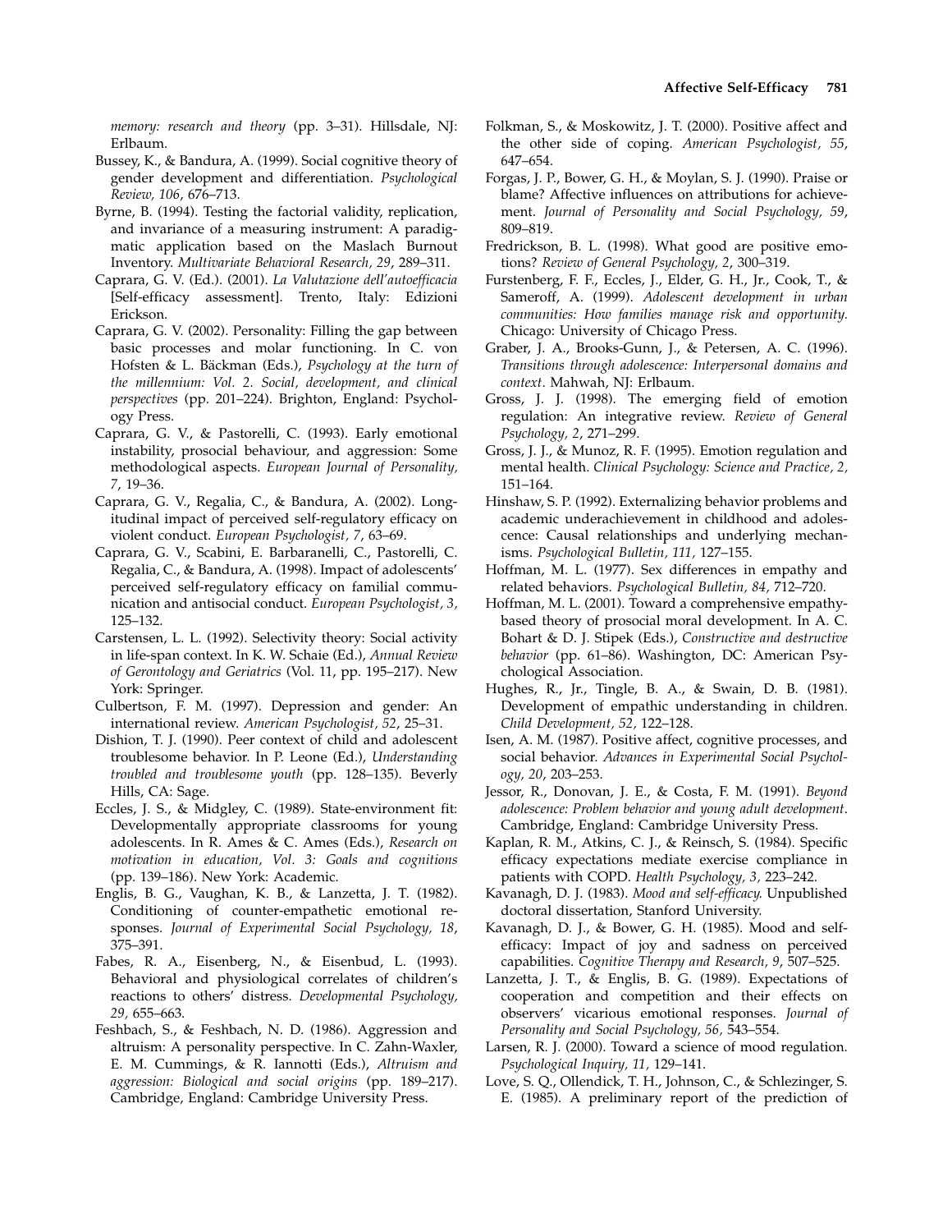*memory: research and theory* (pp. 3–31). Hillsdale, NJ: Erlbaum.

Bussey, K., & Bandura, A. (1999). Social cognitive theory of gender development and differentiation. *Psychological Review, 106*, 676–713.

Byrne, B. (1994). Testing the factorial validity, replication, and invariance of a measuring instrument: A paradigmatic application based on the Maslach Burnout Inventory. *Multivariate Behavioral Research, 29*, 289–311.

Caprara, G. V. (Ed.). (2001). *La Valutazione dell'autoefficacia* [Self-efficacy assessment]. Trento, Italy: Edizioni Erickson.

Caprara, G. V. (2002). Personality: Filling the gap between basic processes and molar functioning. In C. von Hofsten & L. Bäckman (Eds.), *Psychology at the turn of the millennium: Vol. 2. Social, development, and clinical perspectives* (pp. 201–224). Brighton, England: Psychology Press.

Caprara, G. V., & Pastorelli, C. (1993). Early emotional instability, prosocial behaviour, and aggression: Some methodological aspects. *European Journal of Personality, 7*, 19–36.

Caprara, G. V., Regalia, C., & Bandura, A. (2002). Longitudinal impact of perceived self-regulatory efficacy on violent conduct. *European Psychologist, 7*, 63–69.

Caprara, G. V., Scabini, E. Barbaranelli, C., Pastorelli, C. Regalia, C., & Bandura, A. (1998). Impact of adolescents' perceived self-regulatory efficacy on familial communication and antisocial conduct. *European Psychologist, 3*, 125–132.

Carstensen, L. L. (1992). Selectivity theory: Social activity in life-span context. In K. W. Schaie (Ed.), *Annual Review of Gerontology and Geriatrics* (Vol. 11, pp. 195–217). New York: Springer.

Culbertson, F. M. (1997). Depression and gender: An international review. *American Psychologist, 52*, 25–31.

Dishion, T. J. (1990). Peer context of child and adolescent troublesome behavior. In P. Leone (Ed.), *Understanding troubled and troublesome youth* (pp. 128–135). Beverly Hills, CA: Sage.

Eccles, J. S., & Midgley, C. (1989). State-environment fit: Developmentally appropriate classrooms for young adolescents. In R. Ames & C. Ames (Eds.), *Research on motivation in education, Vol. 3: Goals and cognitions* (pp. 139–186). New York: Academic.

Englis, B. G., Vaughan, K. B., & Lanzetta, J. T. (1982). Conditioning of counter-empathetic emotional responses. *Journal of Experimental Social Psychology, 18*, 375–391.

Fabes, R. A., Eisenberg, N., & Eisenbud, L. (1993). Behavioral and physiological correlates of children's reactions to others' distress. *Developmental Psychology, 29*, 655–663.

Feshbach, S., & Feshbach, N. D. (1986). Aggression and altruism: A personality perspective. In C. Zahn-Waxler, E. M. Cummings, & R. Iannotti (Eds.), *Altruism and aggression: Biological and social origins* (pp. 189–217). Cambridge, England: Cambridge University Press.

Folkman, S., & Moskowitz, J. T. (2000). Positive affect and the other side of coping. *American Psychologist, 55*, 647–654.

Forgas, J. P., Bower, G. H., & Moylan, S. J. (1990). Praise or blame? Affective influences on attributions for achievement. *Journal of Personality and Social Psychology, 59*, 809–819.

Fredrickson, B. L. (1998). What good are positive emotions? *Review of General Psychology, 2*, 300–319.

Furstenberg, F. F., Eccles, J., Elder, G. H., Jr., Cook, T., & Sameroff, A. (1999). *Adolescent development in urban communities: How families manage risk and opportunity.* Chicago: University of Chicago Press.

Graber, J. A., Brooks-Gunn, J., & Petersen, A. C. (1996). *Transitions through adolescence: Interpersonal domains and context*. Mahwah, NJ: Erlbaum.

Gross, J. J. (1998). The emerging field of emotion regulation: An integrative review. *Review of General Psychology, 2*, 271–299.

Gross, J. J., & Munoz, R. F. (1995). Emotion regulation and mental health. *Clinical Psychology: Science and Practice, 2*, 151–164.

Hinshaw, S. P. (1992). Externalizing behavior problems and academic underachievement in childhood and adolescence: Causal relationships and underlying mechanisms. *Psychological Bulletin, 111*, 127–155.

Hoffman, M. L. (1977). Sex differences in empathy and related behaviors. *Psychological Bulletin, 84*, 712–720.

Hoffman, M. L. (2001). Toward a comprehensive empathy-based theory of prosocial moral development. In A. C. Bohart & D. J. Stipek (Eds.), *Constructive and destructive behavior* (pp. 61–86). Washington, DC: American Psychological Association.

Hughes, R., Jr., Tingle, B. A., & Swain, D. B. (1981). Development of empathic understanding in children. *Child Development, 52*, 122–128.

Isen, A. M. (1987). Positive affect, cognitive processes, and social behavior. *Advances in Experimental Social Psychology, 20*, 203–253.

Jessor, R., Donovan, J. E., & Costa, F. M. (1991). *Beyond adolescence: Problem behavior and young adult development*. Cambridge, England: Cambridge University Press.

Kaplan, R. M., Atkins, C. J., & Reinsch, S. (1984). Specific efficacy expectations mediate exercise compliance in patients with COPD. *Health Psychology, 3*, 223–242.

Kavanagh, D. J. (1983). *Mood and self-efficacy.* Unpublished doctoral dissertation, Stanford University.

Kavanagh, D. J., & Bower, G. H. (1985). Mood and self-efficacy: Impact of joy and sadness on perceived capabilities. *Cognitive Therapy and Research, 9*, 507–525.

Lanzetta, J. T., & Englis, B. G. (1989). Expectations of cooperation and competition and their effects on observers' vicarious emotional responses. *Journal of Personality and Social Psychology, 56*, 543–554.

Larsen, R. J. (2000). Toward a science of mood regulation. *Psychological Inquiry, 11*, 129–141.

Love, S. Q., Ollendick, T. H., Johnson, C., & Schlezinger, S. E. (1985). A preliminary report of the prediction of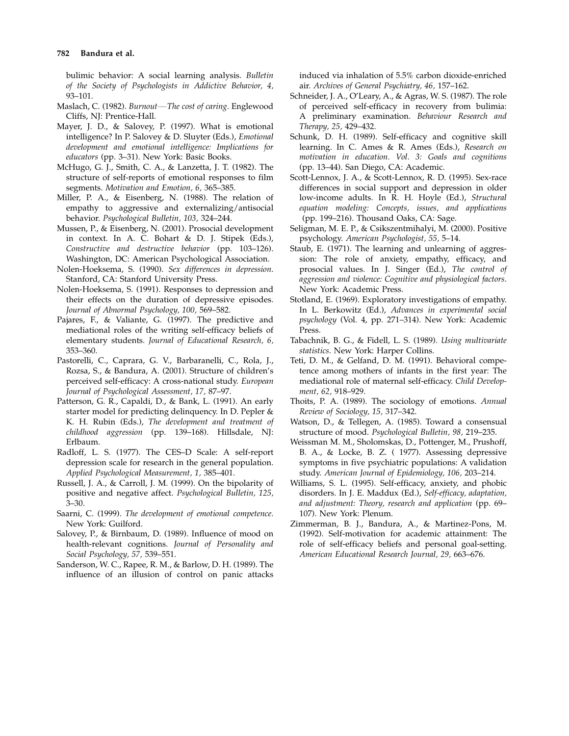bulimic behavior: A social learning analysis. *Bulletin of the Society of Psychologists in Addictive Behavior, 4,* 93–101.

Maslach, C. (1982). *Burnout—The cost of caring*. Englewood Cliffs, NJ: Prentice-Hall.

Mayer, J. D., & Salovey, P. (1997). What is emotional intelligence? In P. Salovey & D. Sluyter (Eds.), *Emotional development and emotional intelligence: Implications for educators* (pp. 3–31). New York: Basic Books.

McHugo, G. J., Smith, C. A., & Lanzetta, J. T. (1982). The structure of self-reports of emotional responses to film segments. *Motivation and Emotion, 6,* 365–385.

Miller, P. A., & Eisenberg, N. (1988). The relation of empathy to aggressive and externalizing/antisocial behavior. *Psychological Bulletin, 103,* 324–244.

Mussen, P., & Eisenberg, N. (2001). Prosocial development in context. In A. C. Bohart & D. J. Stipek (Eds.), *Constructive and destructive behavior* (pp. 103–126). Washington, DC: American Psychological Association.

Nolen-Hoeksema, S. (1990). *Sex differences in depression*. Stanford, CA: Stanford University Press.

Nolen-Hoeksema, S. (1991). Responses to depression and their effects on the duration of depressive episodes. *Journal of Abnormal Psychology, 100,* 569–582.

Pajares, F., & Valiante, G. (1997). The predictive and mediational roles of the writing self-efficacy beliefs of elementary students. *Journal of Educational Research, 6,* 353–360.

Pastorelli, C., Caprara, G. V., Barbaranelli, C., Rola, J., Rozsa, S., & Bandura, A. (2001). Structure of children's perceived self-efficacy: A cross-national study. *European Journal of Psychological Assessment, 17,* 87–97.

Patterson, G. R., Capaldi, D., & Bank, L. (1991). An early starter model for predicting delinquency. In D. Pepler & K. H. Rubin (Eds.), *The development and treatment of childhood aggression* (pp. 139–168). Hillsdale, NJ: Erlbaum.

Radloff, L. S. (1977). The CES–D Scale: A self-report depression scale for research in the general population. *Applied Psychological Measurement, 1,* 385–401.

Russell, J. A., & Carroll, J. M. (1999). On the bipolarity of positive and negative affect. *Psychological Bulletin, 125,* 3–30.

Saarni, C. (1999). *The development of emotional competence*. New York: Guilford.

Salovey, P., & Birnbaum, D. (1989). Influence of mood on health-relevant cognitions. *Journal of Personality and Social Psychology, 57,* 539–551.

Sanderson, W. C., Rapee, R. M., & Barlow, D. H. (1989). The influence of an illusion of control on panic attacks induced via inhalation of 5.5% carbon dioxide-enriched air. *Archives of General Psychiatry, 46,* 157–162.

Schneider, J. A., O'Leary, A., & Agras, W. S. (1987). The role of perceived self-efficacy in recovery from bulimia: A preliminary examination. *Behaviour Research and Therapy, 25,* 429–432.

Schunk, D. H. (1989). Self-efficacy and cognitive skill learning. In C. Ames & R. Ames (Eds.), *Research on motivation in education. Vol. 3: Goals and cognitions* (pp. 13–44). San Diego, CA: Academic.

Scott-Lennox, J. A., & Scott-Lennox, R. D. (1995). Sex-race differences in social support and depression in older low-income adults. In R. H. Hoyle (Ed.), *Structural equation modeling: Concepts, issues, and applications* (pp. 199–216). Thousand Oaks, CA: Sage.

Seligman, M. E. P., & Csikszentmihalyi, M. (2000). Positive psychology. *American Psychologist, 55,* 5–14.

Staub, E. (1971). The learning and unlearning of aggression: The role of anxiety, empathy, efficacy, and prosocial values. In J. Singer (Ed.), *The control of aggression and violence: Cognitive and physiological factors*. New York: Academic Press.

Stotland, E. (1969). Exploratory investigations of empathy. In L. Berkowitz (Ed.), *Advances in experimental social psychology* (Vol. 4, pp. 271–314). New York: Academic Press.

Tabachnik, B. G., & Fidell, L. S. (1989). *Using multivariate statistics*. New York: Harper Collins.

Teti, D. M., & Gelfand, D. M. (1991). Behavioral competence among mothers of infants in the first year: The mediational role of maternal self-efficacy. *Child Development, 62,* 918–929.

Thoits, P. A. (1989). The sociology of emotions. *Annual Review of Sociology, 15,* 317–342.

Watson, D., & Tellegen, A. (1985). Toward a consensual structure of mood. *Psychological Bulletin, 98,* 219–235.

Weissman M. M., Sholomskas, D., Pottenger, M., Prushoff, B. A., & Locke, B. Z. ( 1977). Assessing depressive symptoms in five psychiatric populations: A validation study. *American Journal of Epidemiology, 106,* 203–214.

Williams, S. L. (1995). Self-efficacy, anxiety, and phobic disorders. In J. E. Maddux (Ed.), *Self-efficacy, adaptation, and adjustment: Theory, research and application* (pp. 69–107). New York: Plenum.

Zimmerman, B. J., Bandura, A., & Martinez-Pons, M. (1992). Self-motivation for academic attainment: The role of self-efficacy beliefs and personal goal-setting. *American Educational Research Journal, 29,* 663–676.